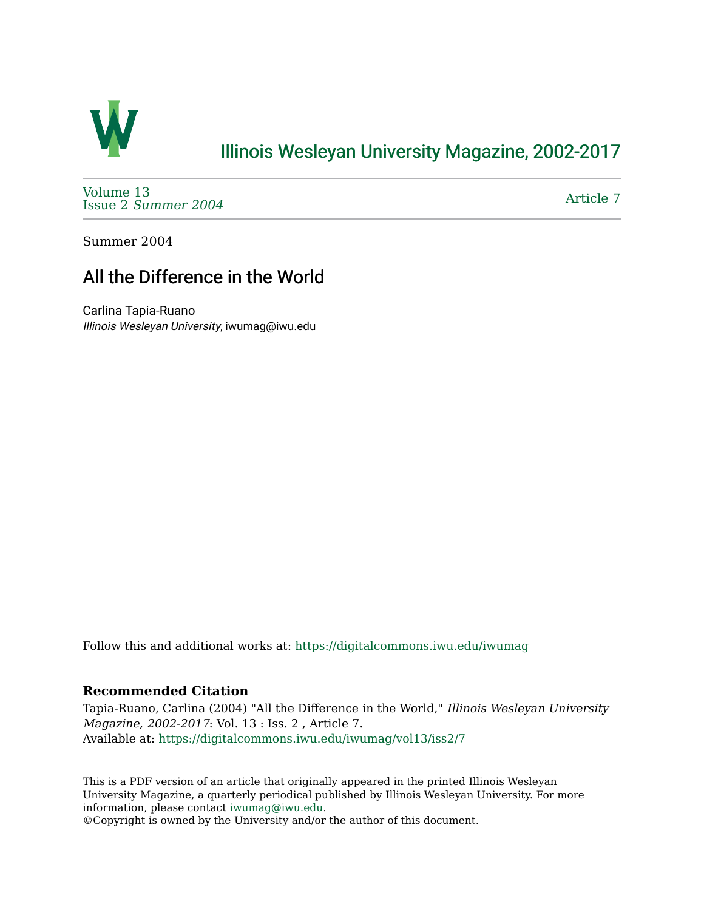# Illinois Wesleyan University Magazine, 2002-2017

Volume 13
Issue 2 *Summer 2004*

Article 7

Summer 2004

## All the Difference in the World

Carlina Tapia-Ruano
*Illinois Wesleyan University*, iwumag@iwu.edu

Follow this and additional works at: https://digitalcommons.iwu.edu/iwumag

**Recommended Citation**

Tapia-Ruano, Carlina (2004) "All the Difference in the World," *Illinois Wesleyan University Magazine, 2002-2017*: Vol. 13 : Iss. 2 , Article 7.
Available at: https://digitalcommons.iwu.edu/iwumag/vol13/iss2/7

This is a PDF version of an article that originally appeared in the printed Illinois Wesleyan University Magazine, a quarterly periodical published by Illinois Wesleyan University. For more information, please contact iwumag@iwu.edu.
©Copyright is owned by the University and/or the author of this document.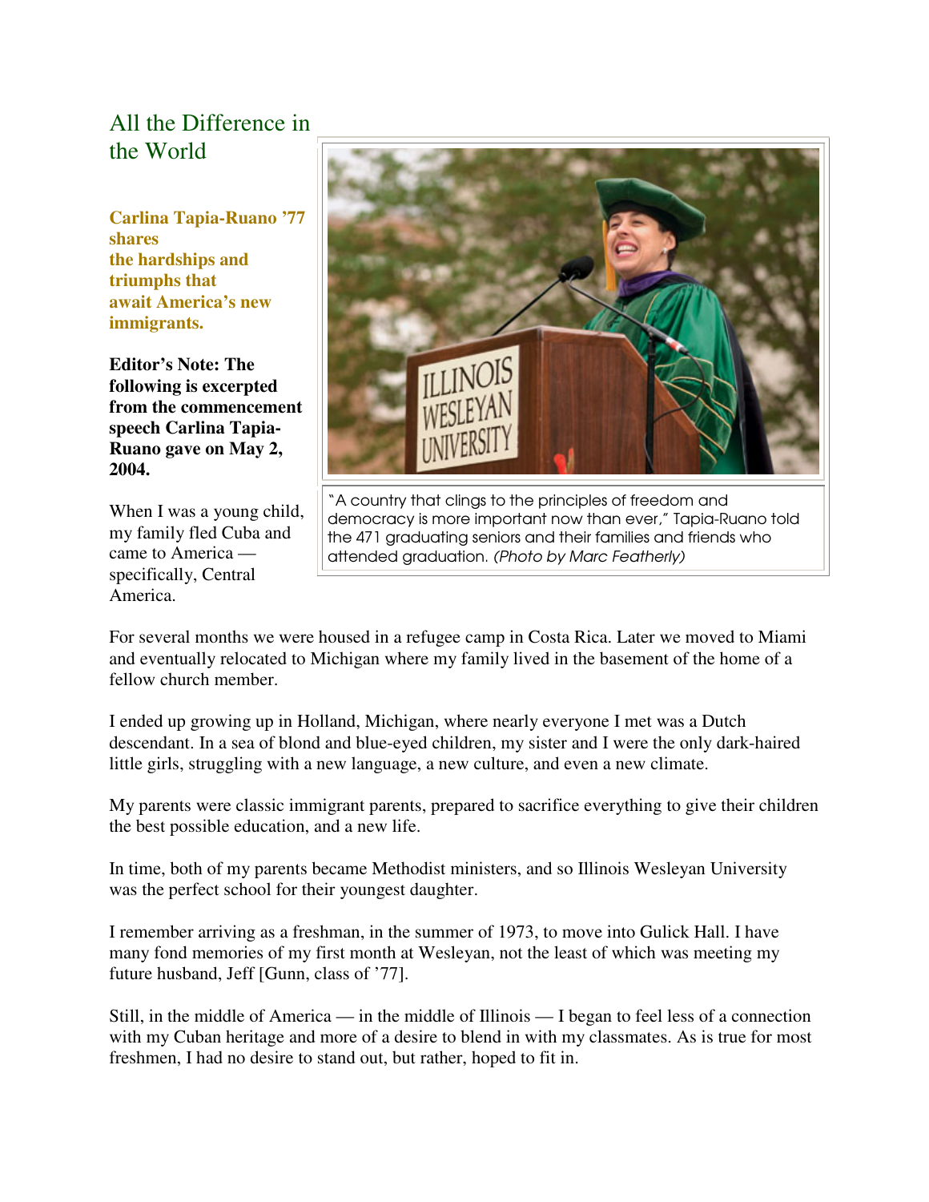# All the Difference in the World

**Carlina Tapia-Ruano '77 shares the hardships and triumphs that await America's new immigrants.**

**Editor's Note: The following is excerpted from the commencement speech Carlina Tapia-Ruano gave on May 2, 2004.**

"A country that clings to the principles of freedom and democracy is more important now than ever," Tapia-Ruano told the 471 graduating seniors and their families and friends who attended graduation. *(Photo by Marc Featherly)*

When I was a young child, my family fled Cuba and came to America — specifically, Central America.

For several months we were housed in a refugee camp in Costa Rica. Later we moved to Miami and eventually relocated to Michigan where my family lived in the basement of the home of a fellow church member.

I ended up growing up in Holland, Michigan, where nearly everyone I met was a Dutch descendant. In a sea of blond and blue-eyed children, my sister and I were the only dark-haired little girls, struggling with a new language, a new culture, and even a new climate.

My parents were classic immigrant parents, prepared to sacrifice everything to give their children the best possible education, and a new life.

In time, both of my parents became Methodist ministers, and so Illinois Wesleyan University was the perfect school for their youngest daughter.

I remember arriving as a freshman, in the summer of 1973, to move into Gulick Hall. I have many fond memories of my first month at Wesleyan, not the least of which was meeting my future husband, Jeff [Gunn, class of '77].

Still, in the middle of America — in the middle of Illinois — I began to feel less of a connection with my Cuban heritage and more of a desire to blend in with my classmates. As is true for most freshmen, I had no desire to stand out, but rather, hoped to fit in.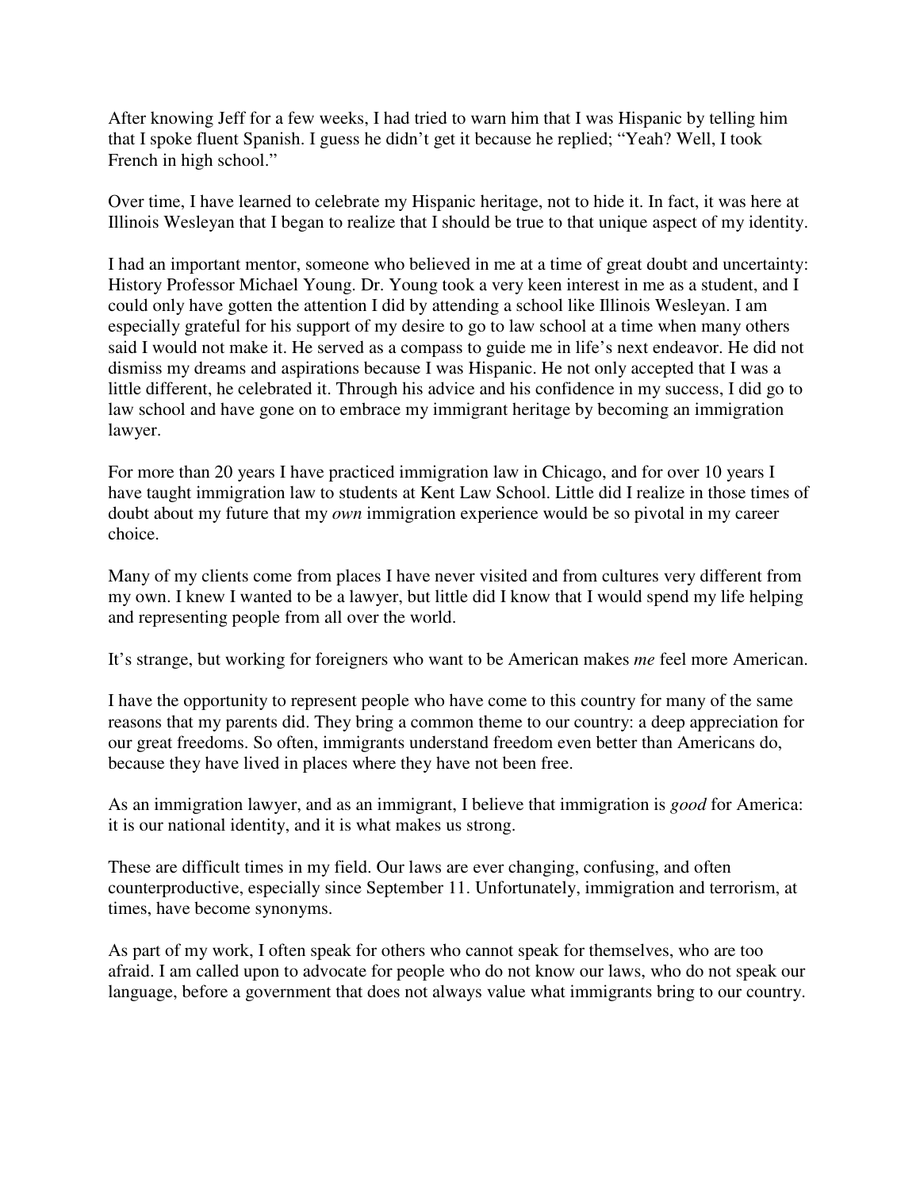After knowing Jeff for a few weeks, I had tried to warn him that I was Hispanic by telling him that I spoke fluent Spanish. I guess he didn't get it because he replied; "Yeah? Well, I took French in high school."

Over time, I have learned to celebrate my Hispanic heritage, not to hide it. In fact, it was here at Illinois Wesleyan that I began to realize that I should be true to that unique aspect of my identity.

I had an important mentor, someone who believed in me at a time of great doubt and uncertainty: History Professor Michael Young. Dr. Young took a very keen interest in me as a student, and I could only have gotten the attention I did by attending a school like Illinois Wesleyan. I am especially grateful for his support of my desire to go to law school at a time when many others said I would not make it. He served as a compass to guide me in life's next endeavor. He did not dismiss my dreams and aspirations because I was Hispanic. He not only accepted that I was a little different, he celebrated it. Through his advice and his confidence in my success, I did go to law school and have gone on to embrace my immigrant heritage by becoming an immigration lawyer.

For more than 20 years I have practiced immigration law in Chicago, and for over 10 years I have taught immigration law to students at Kent Law School. Little did I realize in those times of doubt about my future that my *own* immigration experience would be so pivotal in my career choice.

Many of my clients come from places I have never visited and from cultures very different from my own. I knew I wanted to be a lawyer, but little did I know that I would spend my life helping and representing people from all over the world.

It's strange, but working for foreigners who want to be American makes *me* feel more American.

I have the opportunity to represent people who have come to this country for many of the same reasons that my parents did. They bring a common theme to our country: a deep appreciation for our great freedoms. So often, immigrants understand freedom even better than Americans do, because they have lived in places where they have not been free.

As an immigration lawyer, and as an immigrant, I believe that immigration is *good* for America: it is our national identity, and it is what makes us strong.

These are difficult times in my field. Our laws are ever changing, confusing, and often counterproductive, especially since September 11. Unfortunately, immigration and terrorism, at times, have become synonyms.

As part of my work, I often speak for others who cannot speak for themselves, who are too afraid. I am called upon to advocate for people who do not know our laws, who do not speak our language, before a government that does not always value what immigrants bring to our country.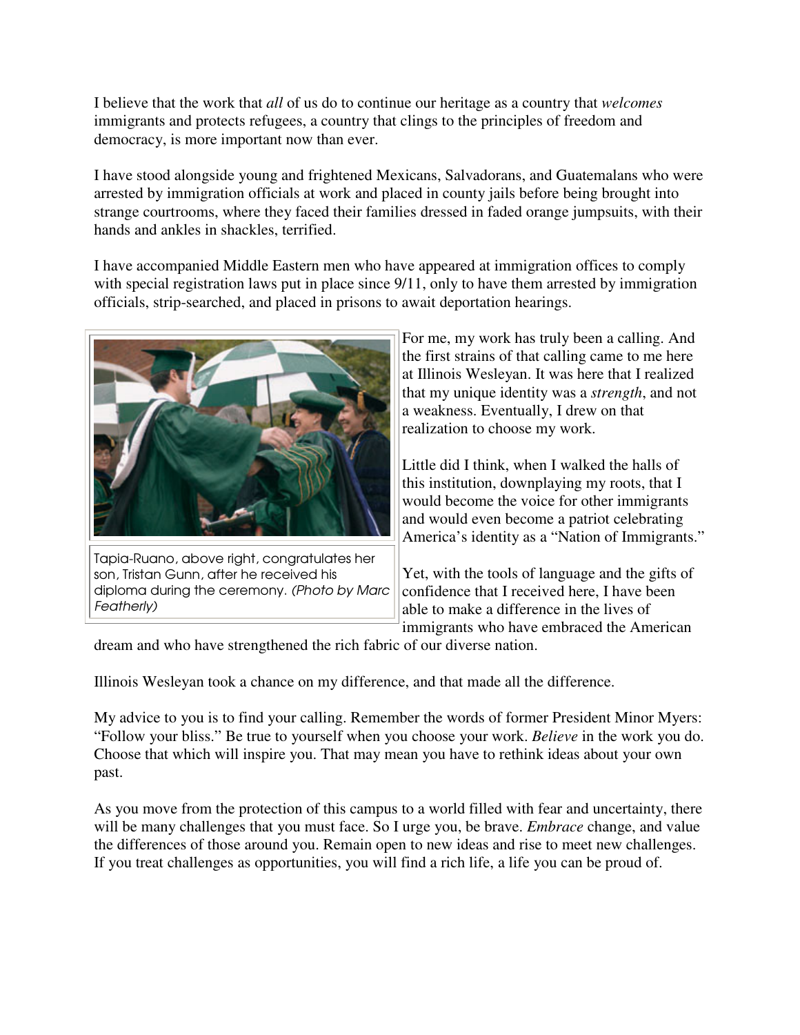I believe that the work that *all* of us do to continue our heritage as a country that *welcomes* immigrants and protects refugees, a country that clings to the principles of freedom and democracy, is more important now than ever.

I have stood alongside young and frightened Mexicans, Salvadorans, and Guatemalans who were arrested by immigration officials at work and placed in county jails before being brought into strange courtrooms, where they faced their families dressed in faded orange jumpsuits, with their hands and ankles in shackles, terrified.

I have accompanied Middle Eastern men who have appeared at immigration offices to comply with special registration laws put in place since 9/11, only to have them arrested by immigration officials, strip-searched, and placed in prisons to await deportation hearings.

Tapia-Ruano, above right, congratulates her son, Tristan Gunn, after he received his diploma during the ceremony. *(Photo by Marc Featherly)*

For me, my work has truly been a calling. And the first strains of that calling came to me here at Illinois Wesleyan. It was here that I realized that my unique identity was a *strength*, and not a weakness. Eventually, I drew on that realization to choose my work.

Little did I think, when I walked the halls of this institution, downplaying my roots, that I would become the voice for other immigrants and would even become a patriot celebrating America's identity as a "Nation of Immigrants."

Yet, with the tools of language and the gifts of confidence that I received here, I have been able to make a difference in the lives of immigrants who have embraced the American dream and who have strengthened the rich fabric of our diverse nation.

Illinois Wesleyan took a chance on my difference, and that made all the difference.

My advice to you is to find your calling. Remember the words of former President Minor Myers: "Follow your bliss." Be true to yourself when you choose your work. *Believe* in the work you do. Choose that which will inspire you. That may mean you have to rethink ideas about your own past.

As you move from the protection of this campus to a world filled with fear and uncertainty, there will be many challenges that you must face. So I urge you, be brave. *Embrace* change, and value the differences of those around you. Remain open to new ideas and rise to meet new challenges. If you treat challenges as opportunities, you will find a rich life, a life you can be proud of.